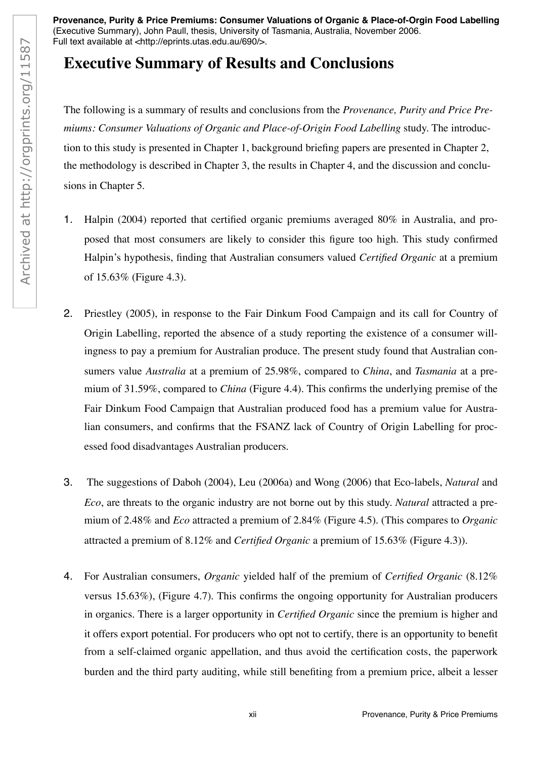**Provenance, Purity & Price Premiums: Consumer Valuations of Organic & Place-of-Orgin Food Labelling** (Executive Summary), John Paull, thesis, University of Tasmania, Australia, November 2006. Full text available at <http://eprints.utas.edu.au/690/>.

# Executive Summary of Results and Conclusions

The following is a summary of results and conclusions from the *Provenance, Purity and Price Premiums: Consumer Valuations of Organic and Place-of-Origin Food Labelling* study. The introduction to this study is presented in Chapter 1, background briefing papers are presented in Chapter 2, the methodology is described in Chapter 3, the results in Chapter 4, and the discussion and conclusions in Chapter 5.

1. Halpin (2004) reported that certified organic premiums averaged 80% in Australia, and proposed that most consumers are likely to consider this figure too high. This study confirmed Halpin's hypothesis, finding that Australian consumers valued *Certified Organic* at a premium of 15.63% (Figure 4.3).

2. Priestley (2005), in response to the Fair Dinkum Food Campaign and its call for Country of Origin Labelling, reported the absence of a study reporting the existence of a consumer willingness to pay a premium for Australian produce. The present study found that Australian consumers value *Australia* at a premium of 25.98%, compared to *China*, and *Tasmania* at a premium of 31.59%, compared to *China* (Figure 4.4). This confirms the underlying premise of the Fair Dinkum Food Campaign that Australian produced food has a premium value for Australian consumers, and confirms that the FSANZ lack of Country of Origin Labelling for processed food disadvantages Australian producers.

3. The suggestions of Daboh (2004), Leu (2006a) and Wong (2006) that Eco-labels, *Natural* and *Eco*, are threats to the organic industry are not borne out by this study. *Natural* attracted a premium of 2.48% and *Eco* attracted a premium of 2.84% (Figure 4.5). (This compares to *Organic* attracted a premium of 8.12% and *Certified Organic* a premium of 15.63% (Figure 4.3)).

4. For Australian consumers, *Organic* yielded half of the premium of *Certified Organic* (8.12% versus 15.63%), (Figure 4.7). This confirms the ongoing opportunity for Australian producers in organics. There is a larger opportunity in *Certified Organic* since the premium is higher and it offers export potential. For producers who opt not to certify, there is an opportunity to benefit from a self-claimed organic appellation, and thus avoid the certification costs, the paperwork burden and the third party auditing, while still benefiting from a premium price, albeit a lesser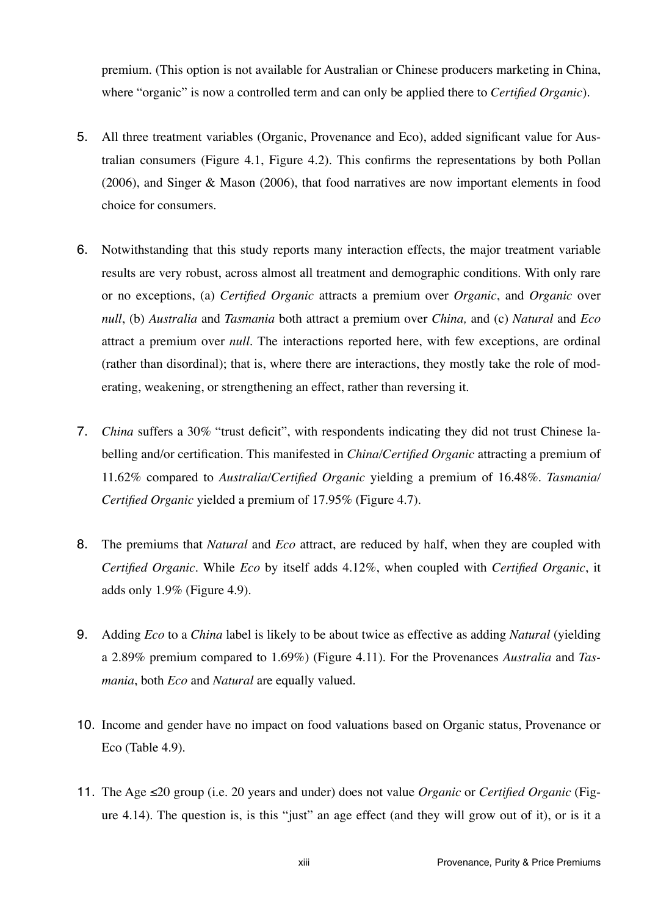premium. (This option is not available for Australian or Chinese producers marketing in China, where "organic" is now a controlled term and can only be applied there to *Certified Organic*).

5. All three treatment variables (Organic, Provenance and Eco), added significant value for Australian consumers (Figure 4.1, Figure 4.2). This confirms the representations by both Pollan (2006), and Singer & Mason (2006), that food narratives are now important elements in food choice for consumers.

6. Notwithstanding that this study reports many interaction effects, the major treatment variable results are very robust, across almost all treatment and demographic conditions. With only rare or no exceptions, (a) *Certified Organic* attracts a premium over *Organic*, and *Organic* over *null*, (b) *Australia* and *Tasmania* both attract a premium over *China,* and (c) *Natural* and *Eco* attract a premium over *null*. The interactions reported here, with few exceptions, are ordinal (rather than disordinal); that is, where there are interactions, they mostly take the role of moderating, weakening, or strengthening an effect, rather than reversing it.

7. *China* suffers a 30% "trust deficit", with respondents indicating they did not trust Chinese labelling and/or certification. This manifested in *China/Certified Organic* attracting a premium of 11.62% compared to *Australia/Certified Organic* yielding a premium of 16.48%. *Tasmania/ Certified Organic* yielded a premium of 17.95% (Figure 4.7).

8. The premiums that *Natural* and *Eco* attract, are reduced by half, when they are coupled with *Certified Organic*. While *Eco* by itself adds 4.12%, when coupled with *Certified Organic*, it adds only 1.9% (Figure 4.9).

9. Adding *Eco* to a *China* label is likely to be about twice as effective as adding *Natural* (yielding a 2.89% premium compared to 1.69%) (Figure 4.11). For the Provenances *Australia* and *Tasmania*, both *Eco* and *Natural* are equally valued.

10. Income and gender have no impact on food valuations based on Organic status, Provenance or Eco (Table 4.9).

11. The Age ≤20 group (i.e. 20 years and under) does not value *Organic* or *Certified Organic* (Figure 4.14). The question is, is this "just" an age effect (and they will grow out of it), or is it a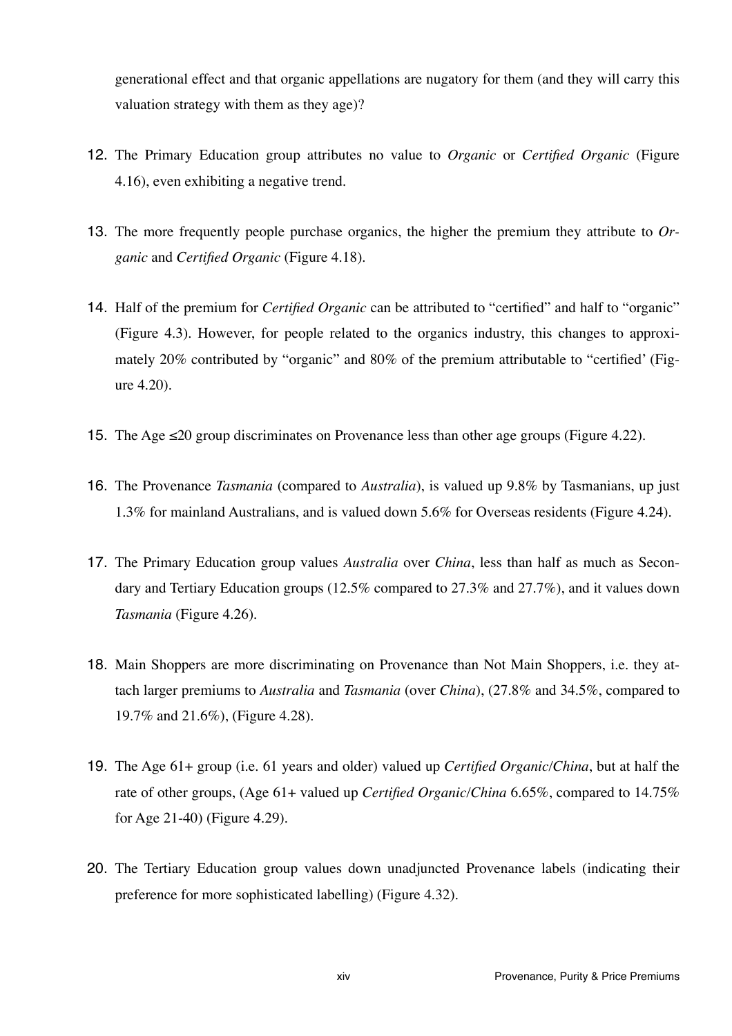generational effect and that organic appellations are nugatory for them (and they will carry this valuation strategy with them as they age)?

12. The Primary Education group attributes no value to *Organic* or *Certified Organic* (Figure 4.16), even exhibiting a negative trend.

13. The more frequently people purchase organics, the higher the premium they attribute to *Organic* and *Certified Organic* (Figure 4.18).

14. Half of the premium for *Certified Organic* can be attributed to "certified" and half to "organic" (Figure 4.3). However, for people related to the organics industry, this changes to approximately 20% contributed by "organic" and 80% of the premium attributable to "certified' (Figure 4.20).

15. The Age ≤20 group discriminates on Provenance less than other age groups (Figure 4.22).

16. The Provenance *Tasmania* (compared to *Australia*), is valued up 9.8% by Tasmanians, up just 1.3% for mainland Australians, and is valued down 5.6% for Overseas residents (Figure 4.24).

17. The Primary Education group values *Australia* over *China*, less than half as much as Secondary and Tertiary Education groups (12.5% compared to 27.3% and 27.7%), and it values down *Tasmania* (Figure 4.26).

18. Main Shoppers are more discriminating on Provenance than Not Main Shoppers, i.e. they attach larger premiums to *Australia* and *Tasmania* (over *China*), (27.8% and 34.5%, compared to 19.7% and 21.6%), (Figure 4.28).

19. The Age 61+ group (i.e. 61 years and older) valued up *Certified Organic*/*China*, but at half the rate of other groups, (Age 61+ valued up *Certified Organic*/*China* 6.65%, compared to 14.75% for Age 21-40) (Figure 4.29).

20. The Tertiary Education group values down unadjuncted Provenance labels (indicating their preference for more sophisticated labelling) (Figure 4.32).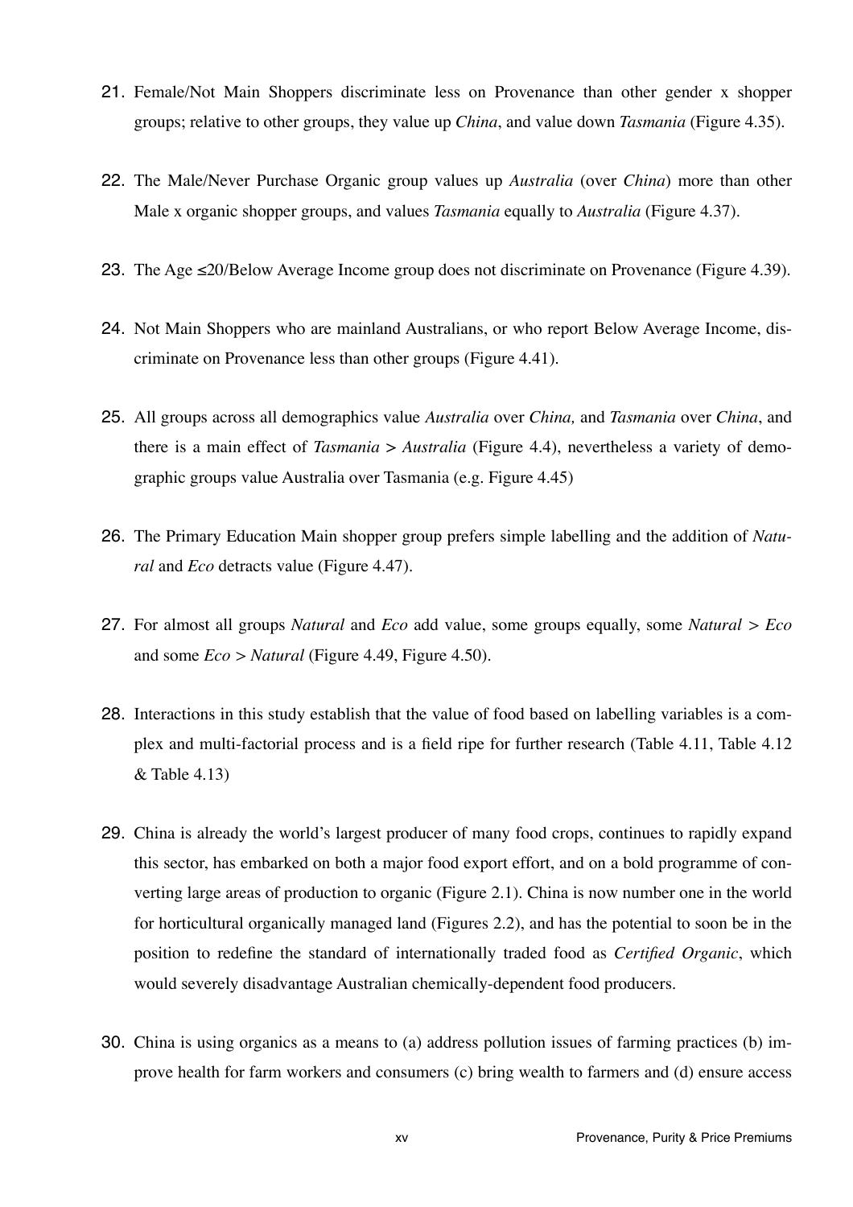21. Female/Not Main Shoppers discriminate less on Provenance than other gender x shopper groups; relative to other groups, they value up *China*, and value down *Tasmania* (Figure 4.35).

22. The Male/Never Purchase Organic group values up *Australia* (over *China*) more than other Male x organic shopper groups, and values *Tasmania* equally to *Australia* (Figure 4.37).

23. The Age ≤20/Below Average Income group does not discriminate on Provenance (Figure 4.39).

24. Not Main Shoppers who are mainland Australians, or who report Below Average Income, discriminate on Provenance less than other groups (Figure 4.41).

25. All groups across all demographics value *Australia* over *China,* and *Tasmania* over *China*, and there is a main effect of *Tasmania* > *Australia* (Figure 4.4), nevertheless a variety of demographic groups value Australia over Tasmania (e.g. Figure 4.45)

26. The Primary Education Main shopper group prefers simple labelling and the addition of *Natural* and *Eco* detracts value (Figure 4.47).

27. For almost all groups *Natural* and *Eco* add value, some groups equally, some *Natural* > *Eco* and some *Eco* > *Natural* (Figure 4.49, Figure 4.50).

28. Interactions in this study establish that the value of food based on labelling variables is a complex and multi-factorial process and is a field ripe for further research (Table 4.11, Table 4.12 & Table 4.13)

29. China is already the world's largest producer of many food crops, continues to rapidly expand this sector, has embarked on both a major food export effort, and on a bold programme of converting large areas of production to organic (Figure 2.1). China is now number one in the world for horticultural organically managed land (Figures 2.2), and has the potential to soon be in the position to redefine the standard of internationally traded food as *Certified Organic*, which would severely disadvantage Australian chemically-dependent food producers.

30. China is using organics as a means to (a) address pollution issues of farming practices (b) improve health for farm workers and consumers (c) bring wealth to farmers and (d) ensure access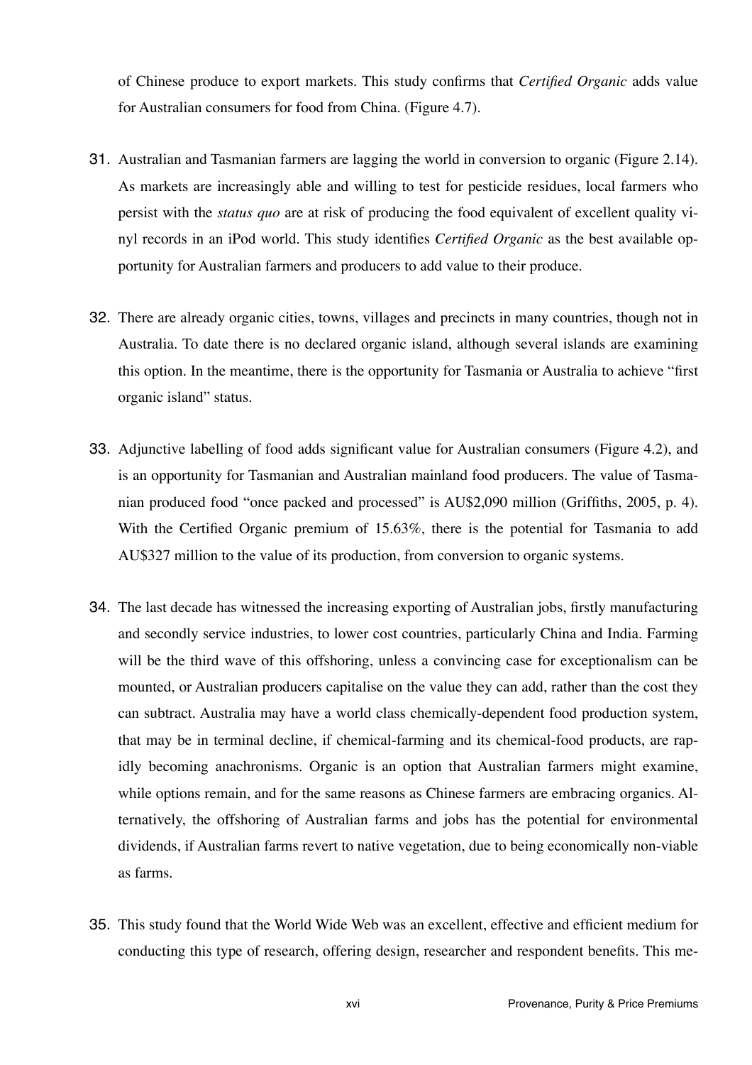of Chinese produce to export markets. This study confirms that *Certified Organic* adds value for Australian consumers for food from China. (Figure 4.7).

31. Australian and Tasmanian farmers are lagging the world in conversion to organic (Figure 2.14). As markets are increasingly able and willing to test for pesticide residues, local farmers who persist with the *status quo* are at risk of producing the food equivalent of excellent quality vinyl records in an iPod world. This study identifies *Certified Organic* as the best available opportunity for Australian farmers and producers to add value to their produce.

32. There are already organic cities, towns, villages and precincts in many countries, though not in Australia. To date there is no declared organic island, although several islands are examining this option. In the meantime, there is the opportunity for Tasmania or Australia to achieve "first organic island" status.

33. Adjunctive labelling of food adds significant value for Australian consumers (Figure 4.2), and is an opportunity for Tasmanian and Australian mainland food producers. The value of Tasmanian produced food "once packed and processed" is AU$2,090 million (Griffiths, 2005, p. 4). With the Certified Organic premium of 15.63%, there is the potential for Tasmania to add AU$327 million to the value of its production, from conversion to organic systems.

34. The last decade has witnessed the increasing exporting of Australian jobs, firstly manufacturing and secondly service industries, to lower cost countries, particularly China and India. Farming will be the third wave of this offshoring, unless a convincing case for exceptionalism can be mounted, or Australian producers capitalise on the value they can add, rather than the cost they can subtract. Australia may have a world class chemically-dependent food production system, that may be in terminal decline, if chemical-farming and its chemical-food products, are rapidly becoming anachronisms. Organic is an option that Australian farmers might examine, while options remain, and for the same reasons as Chinese farmers are embracing organics. Alternatively, the offshoring of Australian farms and jobs has the potential for environmental dividends, if Australian farms revert to native vegetation, due to being economically non-viable as farms.

35. This study found that the World Wide Web was an excellent, effective and efficient medium for conducting this type of research, offering design, researcher and respondent benefits. This me-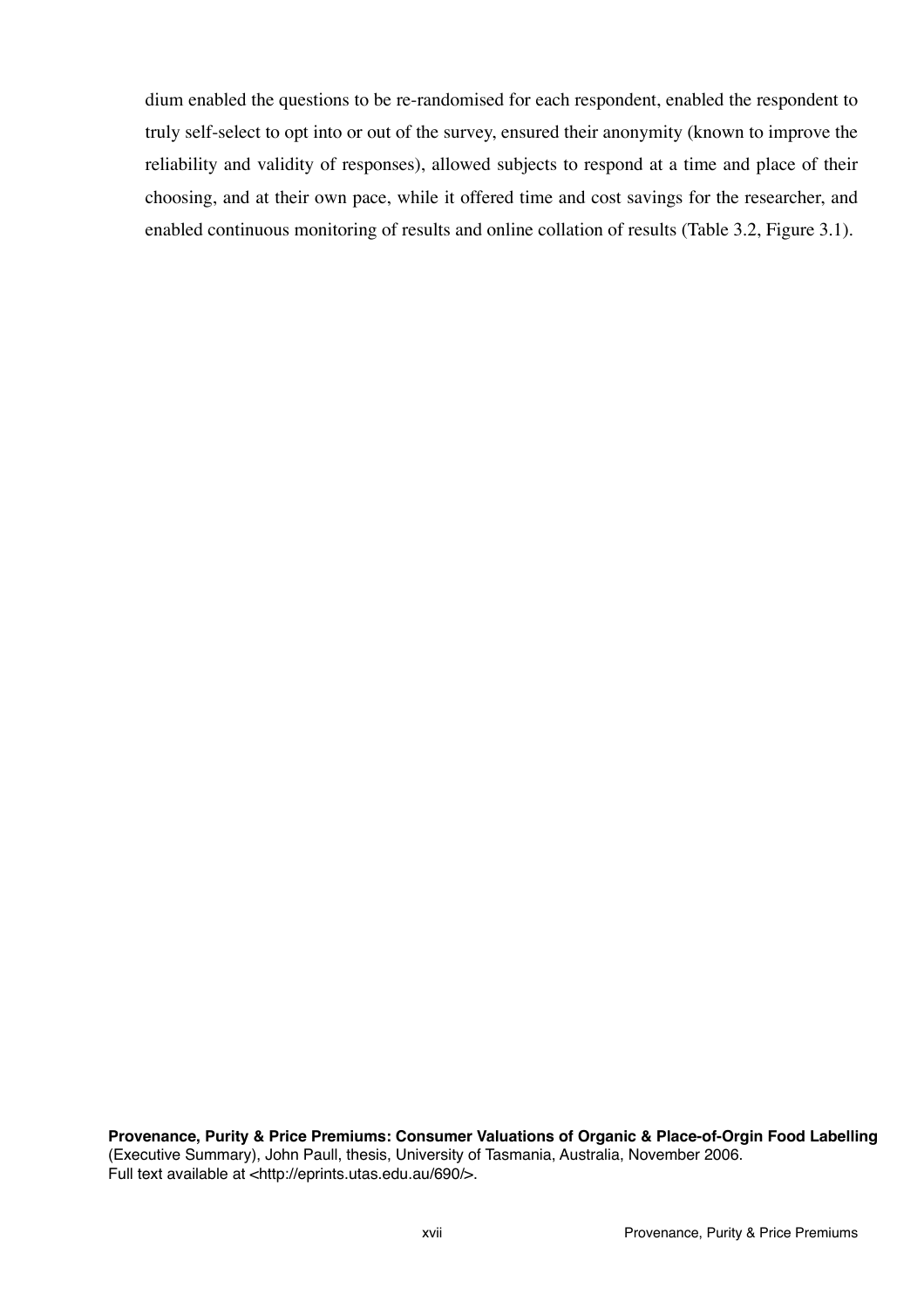dium enabled the questions to be re-randomised for each respondent, enabled the respondent to truly self-select to opt into or out of the survey, ensured their anonymity (known to improve the reliability and validity of responses), allowed subjects to respond at a time and place of their choosing, and at their own pace, while it offered time and cost savings for the researcher, and enabled continuous monitoring of results and online collation of results (Table 3.2, Figure 3.1).

**Provenance, Purity & Price Premiums: Consumer Valuations of Organic & Place-of-Orgin Food Labelling** (Executive Summary), John Paull, thesis, University of Tasmania, Australia, November 2006.
Full text available at <http://eprints.utas.edu.au/690/>.